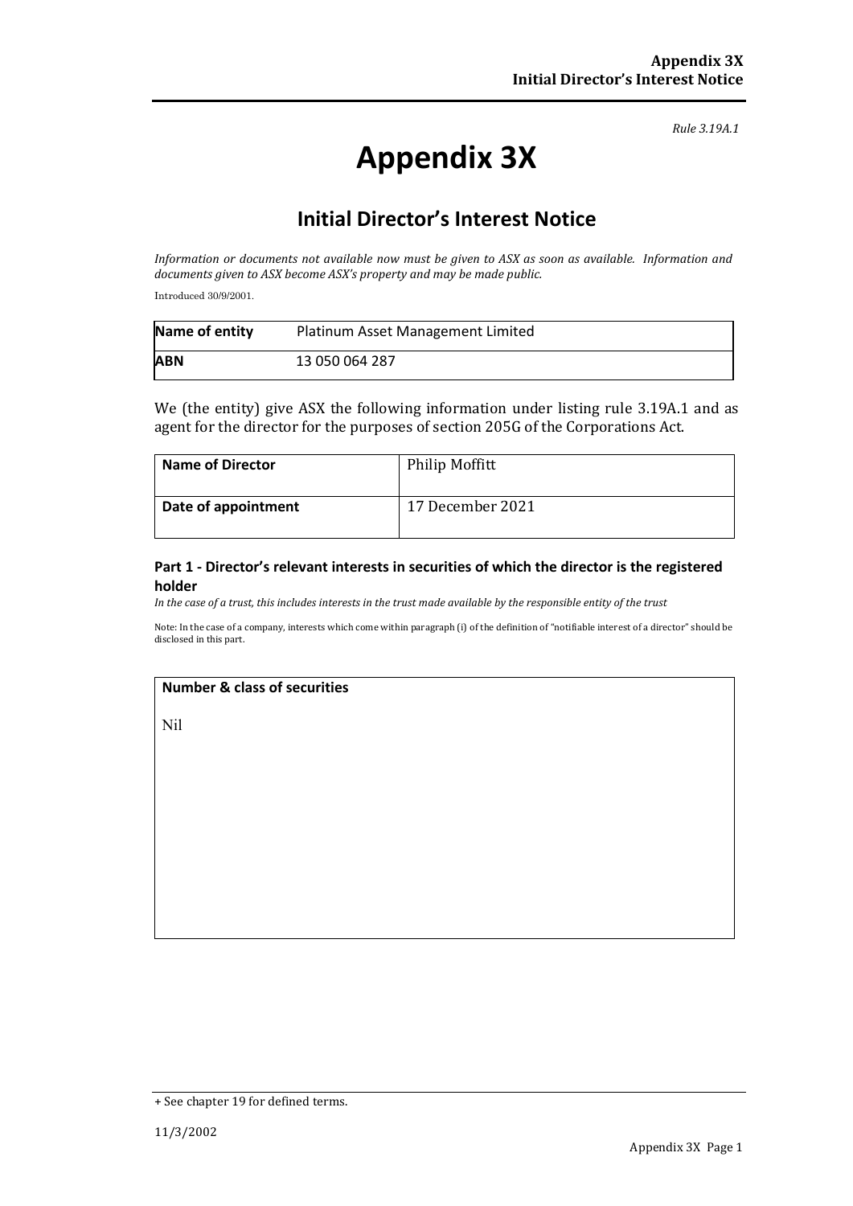*Rule 3.19A.1*

# Appendix 3X

## Initial Director's Interest Notice

*Information or documents not available now must be given to ASX as soon as available. Information and documents given to ASX become ASX's property and may be made public.*

Introduced 30/9/2001.

| **Name of entity** | Platinum Asset Management Limited |
|---|---|
| **ABN** | 13 050 064 287 |

We (the entity) give ASX the following information under listing rule 3.19A.1 and as agent for the director for the purposes of section 205G of the Corporations Act.

| **Name of Director** | Philip Moffitt |
|---|---|
| **Date of appointment** | 17 December 2021 |

### Part 1 - Director's relevant interests in securities of which the director is the registered holder

*In the case of a trust, this includes interests in the trust made available by the responsible entity of the trust*

Note: In the case of a company, interests which come within paragraph (i) of the definition of "notifiable interest of a director" should be disclosed in this part.

| **Number & class of securities** |
|---|
| Nil |

+ See chapter 19 for defined terms.

11/3/2002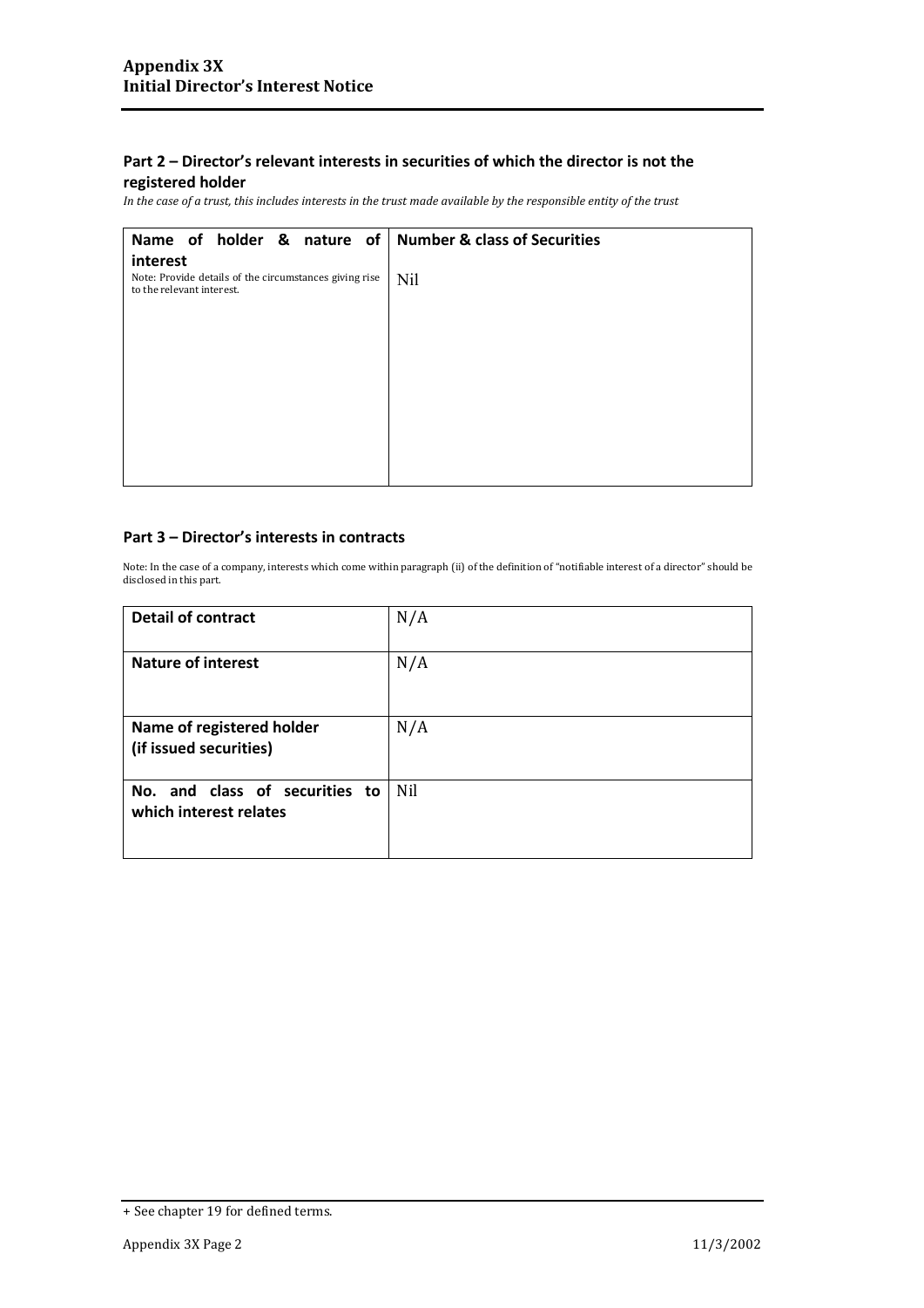## Part 2 – Director's relevant interests in securities of which the director is not the registered holder

*In the case of a trust, this includes interests in the trust made available by the responsible entity of the trust*

| Name of holder & nature of interest<br>Note: Provide details of the circumstances giving rise to the relevant interest. | Number & class of Securities |
|---|---|
| | Nil |

## Part 3 – Director's interests in contracts

Note: In the case of a company, interests which come within paragraph (ii) of the definition of "notifiable interest of a director" should be disclosed in this part.

| | |
|---|---|
| **Detail of contract** | N/A |
| **Nature of interest** | N/A |
| **Name of registered holder (if issued securities)** | N/A |
| **No. and class of securities to which interest relates** | Nil |

+ See chapter 19 for defined terms.